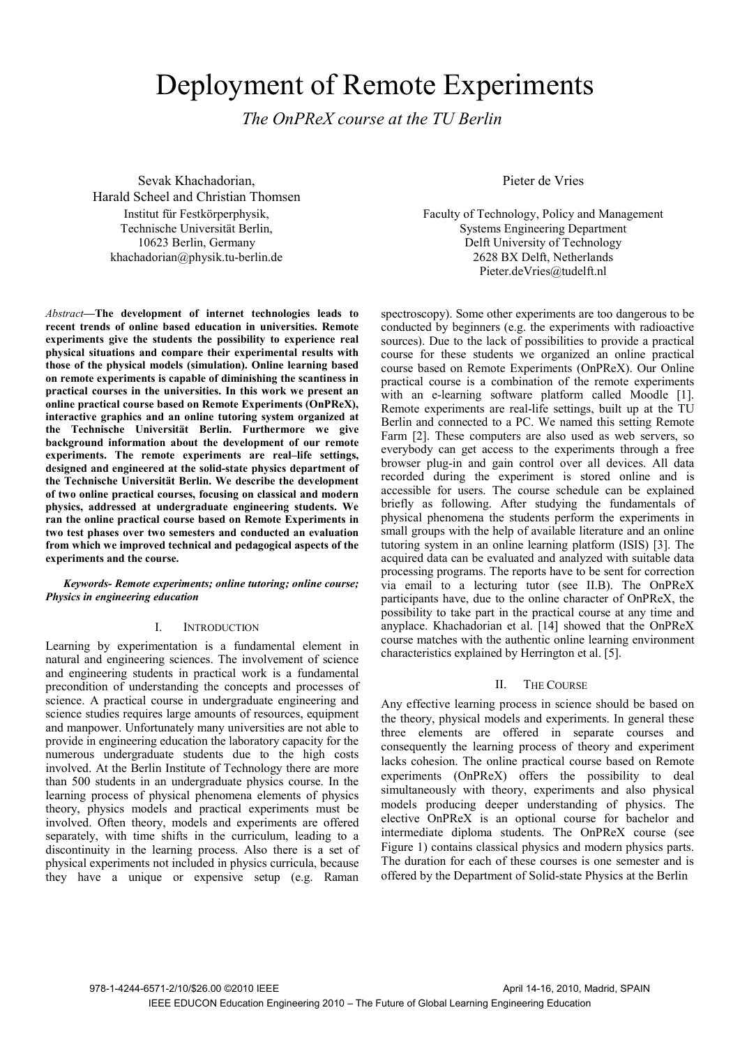# Deployment of Remote Experiments

*The OnPReX course at the TU Berlin*

Sevak Khachadorian,
Harald Scheel and Christian Thomsen
Institut für Festkörperphysik,
Technische Universität Berlin,
10623 Berlin, Germany
khachadorian@physik.tu-berlin.de

Pieter de Vries

Faculty of Technology, Policy and Management
Systems Engineering Department
Delft University of Technology
2628 BX Delft, Netherlands
Pieter.deVries@tudelft.nl

*Abstract*—**The development of internet technologies leads to recent trends of online based education in universities. Remote experiments give the students the possibility to experience real physical situations and compare their experimental results with those of the physical models (simulation). Online learning based on remote experiments is capable of diminishing the scantiness in practical courses in the universities. In this work we present an online practical course based on Remote Experiments (OnPReX), interactive graphics and an online tutoring system organized at the Technische Universität Berlin. Furthermore we give background information about the development of our remote experiments. The remote experiments are real–life settings, designed and engineered at the solid-state physics department of the Technische Universität Berlin. We describe the development of two online practical courses, focusing on classical and modern physics, addressed at undergraduate engineering students. We ran the online practical course based on Remote Experiments in two test phases over two semesters and conducted an evaluation from which we improved technical and pedagogical aspects of the experiments and the course.**

***Keywords- Remote experiments; online tutoring; online course; Physics in engineering education***

## I. Introduction

Learning by experimentation is a fundamental element in natural and engineering sciences. The involvement of science and engineering students in practical work is a fundamental precondition of understanding the concepts and processes of science. A practical course in undergraduate engineering and science studies requires large amounts of resources, equipment and manpower. Unfortunately many universities are not able to provide in engineering education the laboratory capacity for the numerous undergraduate students due to the high costs involved. At the Berlin Institute of Technology there are more than 500 students in an undergraduate physics course. In the learning process of physical phenomena elements of physics theory, physics models and practical experiments must be involved. Often theory, models and experiments are offered separately, with time shifts in the curriculum, leading to a discontinuity in the learning process. Also there is a set of physical experiments not included in physics curricula, because they have a unique or expensive setup (e.g. Raman spectroscopy). Some other experiments are too dangerous to be conducted by beginners (e.g. the experiments with radioactive sources). Due to the lack of possibilities to provide a practical course for these students we organized an online practical course based on Remote Experiments (OnPReX). Our Online practical course is a combination of the remote experiments with an e-learning software platform called Moodle [1]. Remote experiments are real-life settings, built up at the TU Berlin and connected to a PC. We named this setting Remote Farm [2]. These computers are also used as web servers, so everybody can get access to the experiments through a free browser plug-in and gain control over all devices. All data recorded during the experiment is stored online and is accessible for users. The course schedule can be explained briefly as following. After studying the fundamentals of physical phenomena the students perform the experiments in small groups with the help of available literature and an online tutoring system in an online learning platform (ISIS) [3]. The acquired data can be evaluated and analyzed with suitable data processing programs. The reports have to be sent for correction via email to a lecturing tutor (see II.B). The OnPReX participants have, due to the online character of OnPReX, the possibility to take part in the practical course at any time and anyplace. Khachadorian et al. [14] showed that the OnPReX course matches with the authentic online learning environment characteristics explained by Herrington et al. [5].

## II. The Course

Any effective learning process in science should be based on the theory, physical models and experiments. In general these three elements are offered in separate courses and consequently the learning process of theory and experiment lacks cohesion. The online practical course based on Remote experiments (OnPReX) offers the possibility to deal simultaneously with theory, experiments and also physical models producing deeper understanding of physics. The elective OnPReX is an optional course for bachelor and intermediate diploma students. The OnPReX course (see Figure 1) contains classical physics and modern physics parts. The duration for each of these courses is one semester and is offered by the Department of Solid-state Physics at the Berlin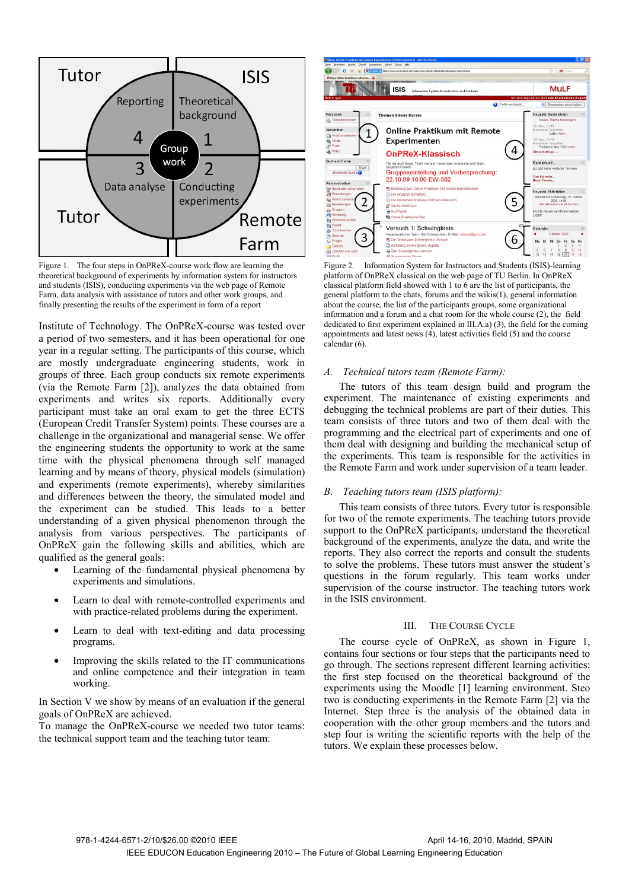Figure 1. The four steps in OnPReX-course work flow are learning the theoretical background of experiments by information system for instructors and students (ISIS), conducting experiments via the web page of Remote Farm, data analysis with assistance of tutors and other work groups, and finally presenting the results of the experiment in form of a report

Figure 2. Information System for Instructors and Students (ISIS)-learning platform of OnPReX classical on the web page of TU Berlin. In OnPReX classical platform field showed with 1 to 6 are the list of participants, the general platform to the chats, forums and the wikis(1), general information about the course, the list of the participants groups, some organizational information and a forum and a chat room for the whole course (2), the field dedicated to first experiment explained in III.A.a) (3), the field for the coming appointments and latest news (4), latest activities field (5) and the course calendar (6).

Institute of Technology. The OnPReX-course was tested over a period of two semesters, and it has been operational for one year in a regular setting. The participants of this course, which are mostly undergraduate engineering students, work in groups of three. Each group conducts six remote experiments (via the Remote Farm [2]), analyzes the data obtained from experiments and writes six reports. Additionally every participant must take an oral exam to get the three ECTS (European Credit Transfer System) points. These courses are a challenge in the organizational and managerial sense. We offer the engineering students the opportunity to work at the same time with the physical phenomena through self managed learning and by means of theory, physical models (simulation) and experiments (remote experiments), whereby similarities and differences between the theory, the simulated model and the experiment can be studied. This leads to a better understanding of a given physical phenomenon through the analysis from various perspectives. The participants of OnPReX gain the following skills and abilities, which are qualified as the general goals:

- Learning of the fundamental physical phenomena by experiments and simulations.
- Learn to deal with remote-controlled experiments and with practice-related problems during the experiment.
- Learn to deal with text-editing and data processing programs.
- Improving the skills related to the IT communications and online competence and their integration in team working.

In Section V we show by means of an evaluation if the general goals of OnPReX are achieved.

To manage the OnPReX-course we needed two tutor teams: the technical support team and the teaching tutor team:

### A. *Technical tutors team (Remote Farm):*

The tutors of this team design build and program the experiment. The maintenance of existing experiments and debugging the technical problems are part of their duties. This team consists of three tutors and two of them deal with the programming and the electrical part of experiments and one of them deal with designing and building the mechanical setup of the experiments. This team is responsible for the activities in the Remote Farm and work under supervision of a team leader.

### B. *Teaching tutors team (ISIS platform):*

This team consists of three tutors. Every tutor is responsible for two of the remote experiments. The teaching tutors provide support to the OnPReX participants, understand the theoretical background of the experiments, analyze the data, and write the reports. They also correct the reports and consult the students to solve the problems. These tutors must answer the student's questions in the forum regularly. This team works under supervision of the course instructor. The teaching tutors work in the ISIS environment.

## III. The Course Cycle

The course cycle of OnPReX, as shown in Figure 1, contains four sections or four steps that the participants need to go through. The sections represent different learning activities: the first step focused on the theoretical background of the experiments using the Moodle [1] learning environment. Steo two is conducting experiments in the Remote Farm [2] via the Internet. Step three is the analysis of the obtained data in cooperation with the other group members and the tutors and step four is writing the scientific reports with the help of the tutors. We explain these processes below.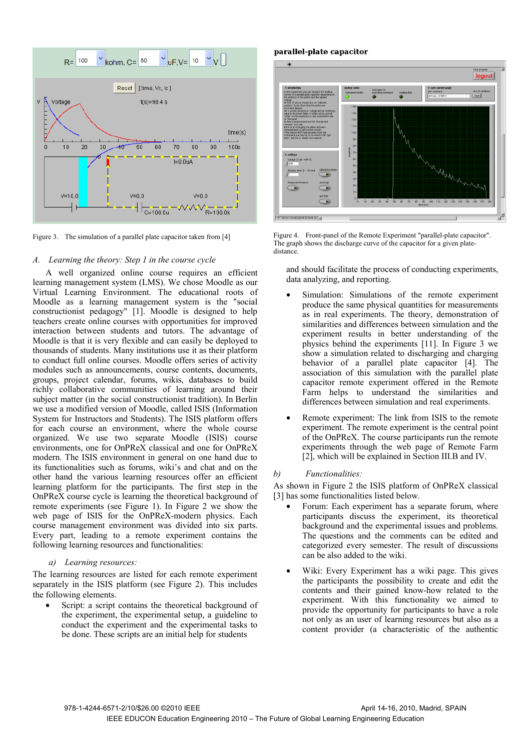Figure 3. The simulation of a parallel plate capacitor taken from [4]

Figure 4. Front-panel of the Remote Experiment "parallel-plate capacitor". The graph shows the discharge curve of the capacitor for a given plate-distance.

### *A. Learning the theory: Step 1 in the course cycle*

A well organized online course requires an efficient learning management system (LMS). We chose Moodle as our Virtual Learning Environment. The educational roots of Moodle as a learning management system is the "social constructionist pedagogy" [1]. Moodle is designed to help teachers create online courses with opportunities for improved interaction between students and tutors. The advantage of Moodle is that it is very flexible and can easily be deployed to thousands of students. Many institutions use it as their platform to conduct full online courses. Moodle offers series of activity modules such as announcements, course contents, documents, groups, project calendar, forums, wikis, databases to build richly collaborative communities of learning around their subject matter (in the social constructionist tradition). In Berlin we use a modified version of Moodle, called ISIS (Information System for Instructors and Students). The ISIS platform offers for each course an environment, where the whole course organized. We use two separate Moodle (ISIS) course environments, one for OnPReX classical and one for OnPReX modern. The ISIS environment in general on one hand due to its functionalities such as forums, wiki's and chat and on the other hand the various learning resources offer an efficient learning platform for the participants. The first step in the OnPReX course cycle is learning the theoretical background of remote experiments (see Figure 1). In Figure 2 we show the web page of ISIS for the OnPReX-modern physics. Each course management environment was divided into six parts. Every part, leading to a remote experiment contains the following learning resources and functionalities:

#### *a) Learning resources:*

The learning resources are listed for each remote experiment separately in the ISIS platform (see Figure 2). This includes the following elements.

- Script: a script contains the theoretical background of the experiment, the experimental setup, a guideline to conduct the experiment and the experimental tasks to be done. These scripts are an initial help for students and should facilitate the process of conducting experiments, data analyzing, and reporting.

- Simulation: Simulations of the remote experiment produce the same physical quantities for measurements as in real experiments. The theory, demonstration of similarities and differences between simulation and the experiment results in better understanding of the physics behind the experiments [11]. In Figure 3 we show a simulation related to discharging and charging behavior of a parallel plate capacitor [4]. The association of this simulation with the parallel plate capacitor remote experiment offered in the Remote Farm helps to understand the similarities and differences between simulation and real experiments.

- Remote experiment: The link from ISIS to the remote experiment. The remote experiment is the central point of the OnPReX. The course participants run the remote experiments through the web page of Remote Farm [2], which will be explained in Section III.B and IV.

#### *b) Functionalities:*

As shown in Figure 2 the ISIS platform of OnPReX classical [3] has some functionalities listed below.

- Forum: Each experiment has a separate forum, where participants discuss the experiment, its theoretical background and the experimental issues and problems. The questions and the comments can be edited and categorized every semester. The result of discussions can be also added to the wiki.

- Wiki: Every Experiment has a wiki page. This gives the participants the possibility to create and edit the contents and their gained know-how related to the experiment. With this functionality we aimed to provide the opportunity for participants to have a role not only as an user of learning resources but also as a content provider (a characteristic of the authentic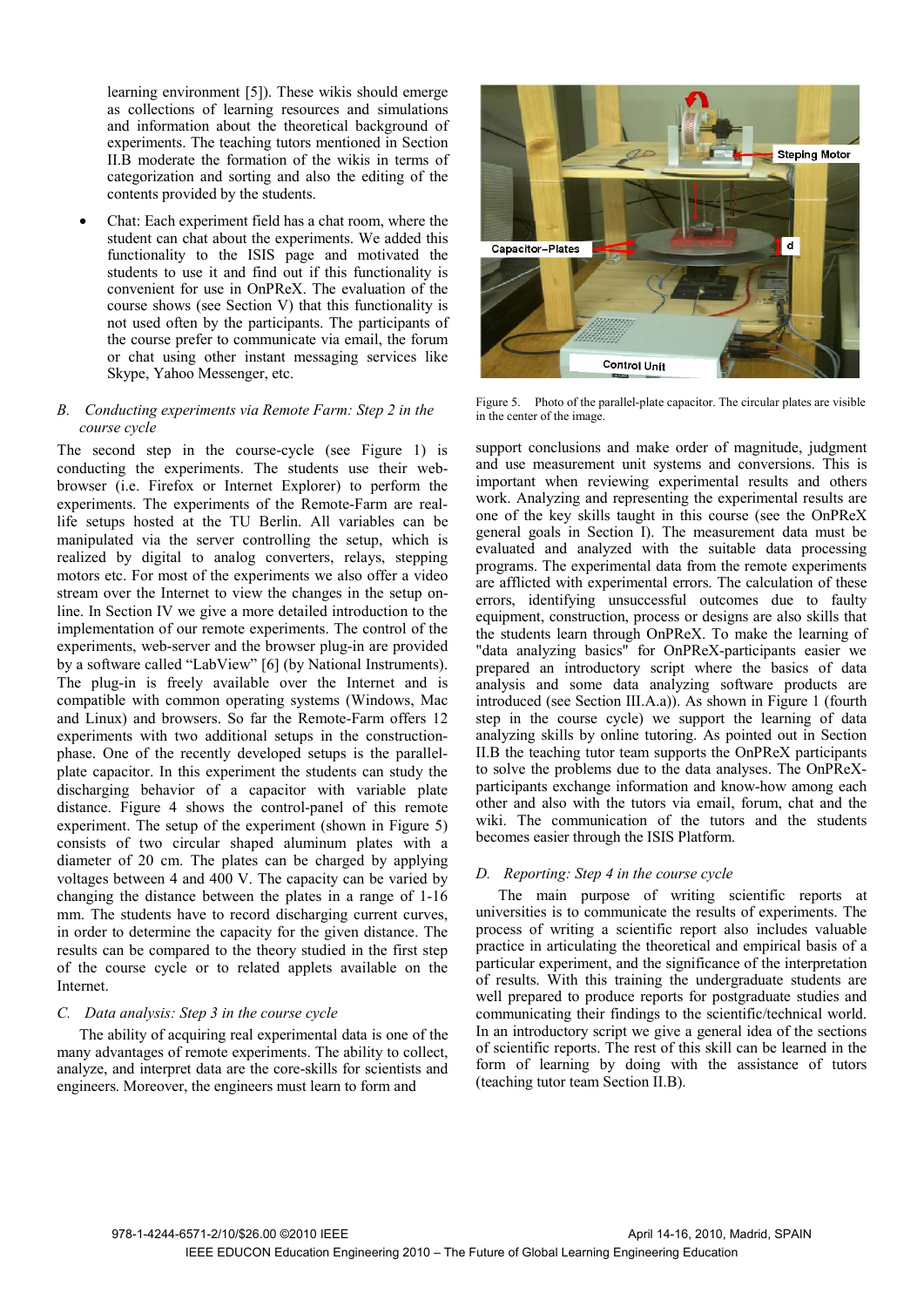learning environment [5]). These wikis should emerge as collections of learning resources and simulations and information about the theoretical background of experiments. The teaching tutors mentioned in Section II.B moderate the formation of the wikis in terms of categorization and sorting and also the editing of the contents provided by the students.

- Chat: Each experiment field has a chat room, where the student can chat about the experiments. We added this functionality to the ISIS page and motivated the students to use it and find out if this functionality is convenient for use in OnPReX. The evaluation of the course shows (see Section V) that this functionality is not used often by the participants. The participants of the course prefer to communicate via email, the forum or chat using other instant messaging services like Skype, Yahoo Messenger, etc.

### *B. Conducting experiments via Remote Farm: Step 2 in the course cycle*

The second step in the course-cycle (see Figure 1) is conducting the experiments. The students use their web-browser (i.e. Firefox or Internet Explorer) to perform the experiments. The experiments of the Remote-Farm are real-life setups hosted at the TU Berlin. All variables can be manipulated via the server controlling the setup, which is realized by digital to analog converters, relays, stepping motors etc. For most of the experiments we also offer a video stream over the Internet to view the changes in the setup on-line. In Section IV we give a more detailed introduction to the implementation of our remote experiments. The control of the experiments, web-server and the browser plug-in are provided by a software called "LabView" [6] (by National Instruments). The plug-in is freely available over the Internet and is compatible with common operating systems (Windows, Mac and Linux) and browsers. So far the Remote-Farm offers 12 experiments with two additional setups in the construction-phase. One of the recently developed setups is the parallel-plate capacitor. In this experiment the students can study the discharging behavior of a capacitor with variable plate distance. Figure 4 shows the control-panel of this remote experiment. The setup of the experiment (shown in Figure 5) consists of two circular shaped aluminum plates with a diameter of 20 cm. The plates can be charged by applying voltages between 4 and 400 V. The capacity can be varied by changing the distance between the plates in a range of 1-16 mm. The students have to record discharging current curves, in order to determine the capacity for the given distance. The results can be compared to the theory studied in the first step of the course cycle or to related applets available on the Internet.

### *C. Data analysis: Step 3 in the course cycle*

The ability of acquiring real experimental data is one of the many advantages of remote experiments. The ability to collect, analyze, and interpret data are the core-skills for scientists and engineers. Moreover, the engineers must learn to form and

Figure 5. Photo of the parallel-plate capacitor. The circular plates are visible in the center of the image.

support conclusions and make order of magnitude, judgment and use measurement unit systems and conversions. This is important when reviewing experimental results and others work. Analyzing and representing the experimental results are one of the key skills taught in this course (see the OnPReX general goals in Section I). The measurement data must be evaluated and analyzed with the suitable data processing programs. The experimental data from the remote experiments are afflicted with experimental errors. The calculation of these errors, identifying unsuccessful outcomes due to faulty equipment, construction, process or designs are also skills that the students learn through OnPReX. To make the learning of "data analyzing basics" for OnPReX-participants easier we prepared an introductory script where the basics of data analysis and some data analyzing software products are introduced (see Section III.A.a)). As shown in Figure 1 (fourth step in the course cycle) we support the learning of data analyzing skills by online tutoring. As pointed out in Section II.B the teaching tutor team supports the OnPReX participants to solve the problems due to the data analyses. The OnPReX-participants exchange information and know-how among each other and also with the tutors via email, forum, chat and the wiki. The communication of the tutors and the students becomes easier through the ISIS Platform.

### *D. Reporting: Step 4 in the course cycle*

The main purpose of writing scientific reports at universities is to communicate the results of experiments. The process of writing a scientific report also includes valuable practice in articulating the theoretical and empirical basis of a particular experiment, and the significance of the interpretation of results. With this training the undergraduate students are well prepared to produce reports for postgraduate studies and communicating their findings to the scientific/technical world. In an introductory script we give a general idea of the sections of scientific reports. The rest of this skill can be learned in the form of learning by doing with the assistance of tutors (teaching tutor team Section II.B).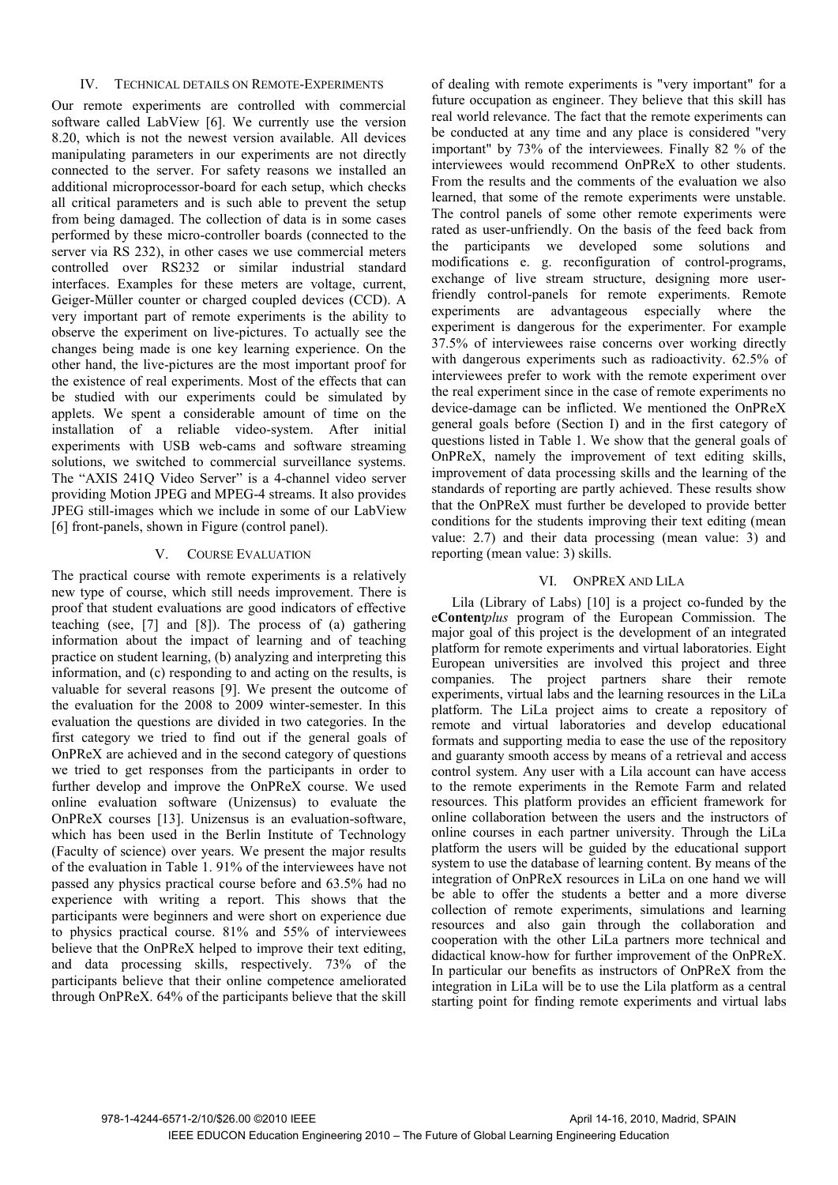## IV. Technical Details on Remote-Experiments

Our remote experiments are controlled with commercial software called LabView [6]. We currently use the version 8.20, which is not the newest version available. All devices manipulating parameters in our experiments are not directly connected to the server. For safety reasons we installed an additional microprocessor-board for each setup, which checks all critical parameters and is such able to prevent the setup from being damaged. The collection of data is in some cases performed by these micro-controller boards (connected to the server via RS 232), in other cases we use commercial meters controlled over RS232 or similar industrial standard interfaces. Examples for these meters are voltage, current, Geiger-Müller counter or charged coupled devices (CCD). A very important part of remote experiments is the ability to observe the experiment on live-pictures. To actually see the changes being made is one key learning experience. On the other hand, the live-pictures are the most important proof for the existence of real experiments. Most of the effects that can be studied with our experiments could be simulated by applets. We spent a considerable amount of time on the installation of a reliable video-system. After initial experiments with USB web-cams and software streaming solutions, we switched to commercial surveillance systems. The "AXIS 241Q Video Server" is a 4-channel video server providing Motion JPEG and MPEG-4 streams. It also provides JPEG still-images which we include in some of our LabView [6] front-panels, shown in Figure (control panel).

## V. Course Evaluation

The practical course with remote experiments is a relatively new type of course, which still needs improvement. There is proof that student evaluations are good indicators of effective teaching (see, [7] and [8]). The process of (a) gathering information about the impact of learning and of teaching practice on student learning, (b) analyzing and interpreting this information, and (c) responding to and acting on the results, is valuable for several reasons [9]. We present the outcome of the evaluation for the 2008 to 2009 winter-semester. In this evaluation the questions are divided in two categories. In the first category we tried to find out if the general goals of OnPReX are achieved and in the second category of questions we tried to get responses from the participants in order to further develop and improve the OnPReX course. We used online evaluation software (Unizensus) to evaluate the OnPReX courses [13]. Unizensus is an evaluation-software, which has been used in the Berlin Institute of Technology (Faculty of science) over years. We present the major results of the evaluation in Table 1. 91% of the interviewees have not passed any physics practical course before and 63.5% had no experience with writing a report. This shows that the participants were beginners and were short on experience due to physics practical course. 81% and 55% of interviewees believe that the OnPReX helped to improve their text editing, and data processing skills, respectively. 73% of the participants believe that their online competence ameliorated through OnPReX. 64% of the participants believe that the skill of dealing with remote experiments is "very important" for a future occupation as engineer. They believe that this skill has real world relevance. The fact that the remote experiments can be conducted at any time and any place is considered "very important" by 73% of the interviewees. Finally 82 % of the interviewees would recommend OnPReX to other students. From the results and the comments of the evaluation we also learned, that some of the remote experiments were unstable. The control panels of some other remote experiments were rated as user-unfriendly. On the basis of the feed back from the participants we developed some solutions and modifications e. g. reconfiguration of control-programs, exchange of live stream structure, designing more user-friendly control-panels for remote experiments. Remote experiments are advantageous especially where the experiment is dangerous for the experimenter. For example 37.5% of interviewees raise concerns over working directly with dangerous experiments such as radioactivity. 62.5% of interviewees prefer to work with the remote experiment over the real experiment since in the case of remote experiments no device-damage can be inflicted. We mentioned the OnPReX general goals before (Section I) and in the first category of questions listed in Table 1. We show that the general goals of OnPReX, namely the improvement of text editing skills, improvement of data processing skills and the learning of the standards of reporting are partly achieved. These results show that the OnPReX must further be developed to provide better conditions for the students improving their text editing (mean value: 2.7) and their data processing (mean value: 3) and reporting (mean value: 3) skills.

## VI. OnPReX and LiLa

Lila (Library of Labs) [10] is a project co-funded by the e**Content***plus* program of the European Commission. The major goal of this project is the development of an integrated platform for remote experiments and virtual laboratories. Eight European universities are involved this project and three companies. The project partners share their remote experiments, virtual labs and the learning resources in the LiLa platform. The LiLa project aims to create a repository of remote and virtual laboratories and develop educational formats and supporting media to ease the use of the repository and guaranty smooth access by means of a retrieval and access control system. Any user with a Lila account can have access to the remote experiments in the Remote Farm and related resources. This platform provides an efficient framework for online collaboration between the users and the instructors of online courses in each partner university. Through the LiLa platform the users will be guided by the educational support system to use the database of learning content. By means of the integration of OnPReX resources in LiLa on one hand we will be able to offer the students a better and a more diverse collection of remote experiments, simulations and learning resources and also gain through the collaboration and cooperation with the other LiLa partners more technical and didactical know-how for further improvement of the OnPReX. In particular our benefits as instructors of OnPReX from the integration in LiLa will be to use the Lila platform as a central starting point for finding remote experiments and virtual labs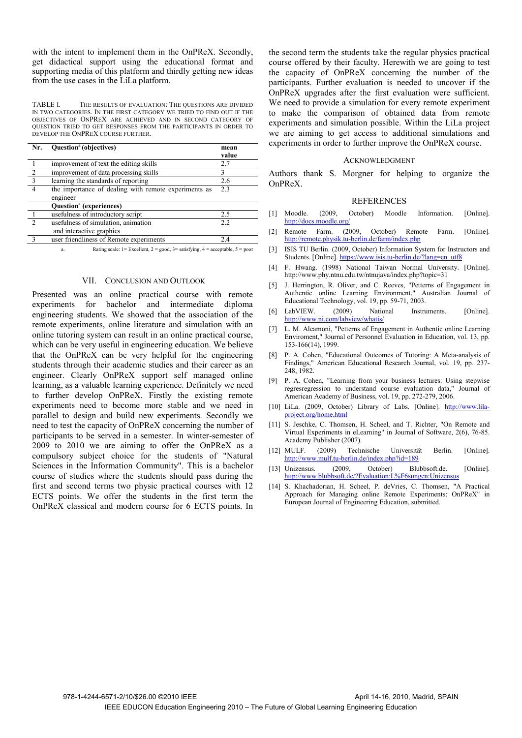with the intent to implement them in the OnPReX. Secondly, get didactical support using the educational format and supporting media of this platform and thirdly getting new ideas from the use cases in the LiLa platform.

TABLE I. THE RESULTS OF EVALUATION: THE QUESTIONS ARE DIVIDED IN TWO CATEGORIES. IN THE FIRST CATEGORY WE TRIED TO FIND OUT IF THE OBJECTIVES OF ONPREX ARE ACHIEVED AND IN SECOND CATEGORY OF QUESTION TRIED TO GET RESPONSES FROM THE PARTICIPANTS IN ORDER TO DEVELOP THE ONPREX COURSE FURTHER.

| Nr. | Question[a] (objectives) | mean value |
|---|---|---|
| 1 | improvement of text the editing skills | 2.7 |
| 2 | improvement of data processing skills | 3 |
| 3 | learning the standards of reporting | 2.6 |
| 4 | the importance of dealing with remote experiments as engineer | 2.3 |
| | **Question[a] (experiences)** | |
| 1 | usefulness of introductory script | 2.5 |
| 2 | usefulness of simulation, animation and interactive graphics | 2.2 |
| 3 | user friendliness of Remote experiments | 2.4 |

a. Rating scale: 1= Excellent, 2 = good, 3= satisfying, 4 = acceptable, 5 = poor

## VII. CONCLUSION AND OUTLOOK

Presented was an online practical course with remote experiments for bachelor and intermediate diploma engineering students. We showed that the association of the remote experiments, online literature and simulation with an online tutoring system can result in an online practical course, which can be very useful in engineering education. We believe that the OnPReX can be very helpful for the engineering students through their academic studies and their career as an engineer. Clearly OnPReX support self managed online learning, as a valuable learning experience. Definitely we need to further develop OnPReX. Firstly the existing remote experiments need to become more stable and we need in parallel to design and build new experiments. Secondly we need to test the capacity of OnPReX concerning the number of participants to be served in a semester. In winter-semester of 2009 to 2010 we are aiming to offer the OnPReX as a compulsory subject choice for the students of "Natural Sciences in the Information Community". This is a bachelor course of studies where the students should pass during the first and second terms two physic practical courses with 12 ECTS points. We offer the students in the first term the OnPReX classical and modern course for 6 ECTS points. In the second term the students take the regular physics practical course offered by their faculty. Herewith we are going to test the capacity of OnPReX concerning the number of the participants. Further evaluation is needed to uncover if the OnPReX upgrades after the first evaluation were sufficient. We need to provide a simulation for every remote experiment to make the comparison of obtained data from remote experiments and simulation possible. Within the LiLa project we are aiming to get access to additional simulations and experiments in order to further improve the OnPReX course.

## ACKNOWLEDGMENT

Authors thank S. Morgner for helping to organize the OnPReX.

## REFERENCES

[1] Moodle. (2009, October) Moodle Information. [Online]. http://docs.moodle.org/

[2] Remote Farm. (2009, October) Remote Farm. [Online]. http://remote.physik.tu-berlin.de/farm/index.php

[3] ISIS TU Berlin. (2009, October) Information System for Instructors and Students. [Online]. https://www.isis.tu-berlin.de/?lang=en_utf8

[4] F. Hwang. (1998) National Taiwan Normal University. [Online]. http://www.phy.ntnu.edu.tw/ntnujava/index.php?topic=31

[5] J. Herrington, R. Oliver, and C. Reeves, "Petterns of Engagement in Authentic online Learning Environment," Australian Journal of Educational Technology, vol. 19, pp. 59-71, 2003.

[6] LabVIEW. (2009) National Instruments. [Online]. http://www.ni.com/labview/whatis/

[7] L. M. Aleamoni, "Petterns of Engagement in Authentic online Learning Enviroment," Journal of Personnel Evaluation in Education, vol. 13, pp. 153-166(14), 1999.

[8] P. A. Cohen, "Educational Outcomes of Tutoring: A Meta-analysis of Findings," American Educational Research Journal, vol. 19, pp. 237-248, 1982.

[9] P. A. Cohen, "Learning from your business lectures: Using stepwise regresregression to understand course evaluation data," Journal of American Academy of Business, vol. 19, pp. 272-279, 2006.

[10] LiLa. (2009, October) Library of Labs. [Online]. http://www.lila-project.org/home.html

[11] S. Jeschke, C. Thomsen, H. Scheel, and T. Richter, "On Remote and Virtual Experiments in eLearning" in Journal of Software, 2(6), 76-85. Academy Publisher (2007).

[12] MULF. (2009) Technische Universität Berlin. [Online]. http://www.mulf.tu-berlin.de/index.php?id=189

[13] Unizensus. (2009, October) Blubbsoft.de. [Online]. http://www.blubbsoft.de/?Evaluation:L%F6sungen:Unizensus

[14] S. Khachadorian, H. Scheel, P. deVries, C. Thomsen, "A Practical Approach for Managing online Remote Experiments: OnPReX" in European Journal of Engineering Education, submitted.